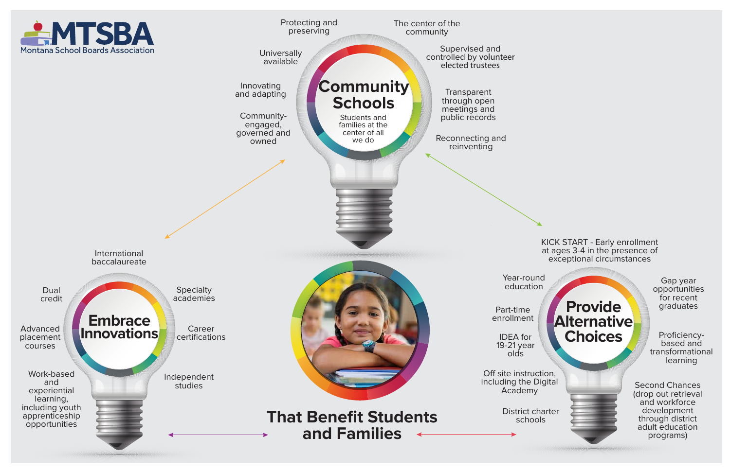# MTSBA

Montana School Boards Association

## Community Schools

Students and families at the center of all we do

- Protecting and preserving
- The center of the community
- Supervised and controlled by volunteer elected trustees
- Transparent through open meetings and public records
- Reconnecting and reinventing
- Universally available
- Innovating and adapting
- Community-engaged, governed and owned

## Embrace Innovations

- International baccalaureate
- Specialty academies
- Career certifications
- Independent studies
- Dual credit
- Advanced placement courses
- Work-based and experiential learning, including youth apprenticeship opportunities

## That Benefit Students and Families

## Provide Alternative Choices

- KICK START - Early enrollment at ages 3-4 in the presence of exceptional circumstances
- Year-round education
- Part-time enrollment
- IDEA for 19-21 year olds
- Off site instruction, including the Digital Academy
- District charter schools
- Gap year opportunities for recent graduates
- Proficiency-based and transformational learning
- Second Chances (drop out retrieval and workforce development through district adult education programs)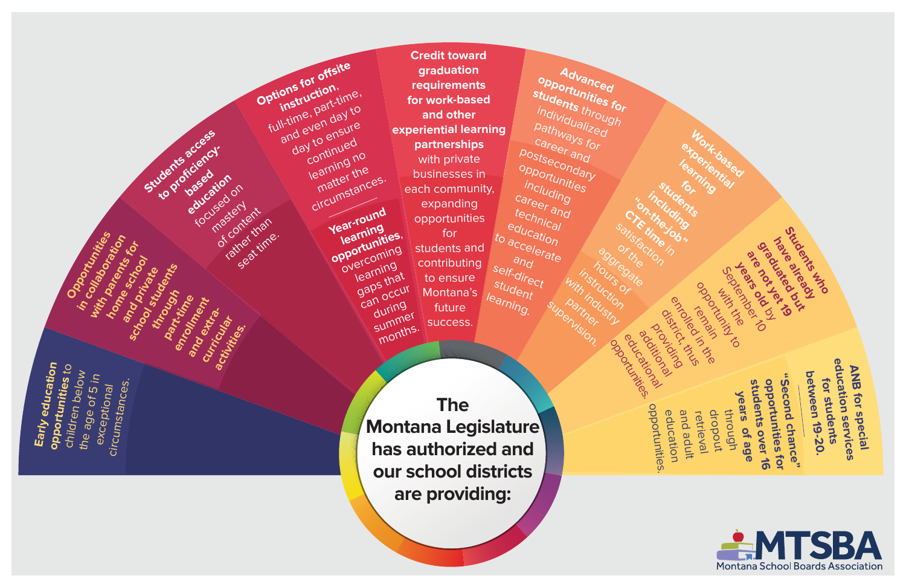# The Montana Legislature has authorized and our school districts are providing:

- **Early education opportunities** to children below the age of 5 in exceptional circumstances.
- **Opportunities in collaboration with parents for home school and private school students through part-time enrollment and extra-curricular activities.**
- **Students access to proficiency-based education** focused on mastery of content rather than seat time.
- **Options for offsite instruction**, full-time, part-time, and even day to day to ensure continued learning no matter the circumstances.
- **Year-round learning opportunities**, overcoming learning gaps that can occur during summer months.
- **Credit toward graduation requirements for work-based and other experiential learning partnerships** with private businesses in each community, expanding opportunities for students and contributing to ensure Montana's future success.
- **Advanced opportunities for students** through individualized pathways for career and postsecondary opportunities including career and technical education to accelerate and self-direct student learning.
- **Work-based experiential learning for students including "on-the-job" CTE time** in satisfaction of the aggregate hours of instruction with industry partner supervision.
- **Students who have already graduated but are not yet 19 years old by September 10** with the opportunity to remain enrolled in the district, thus providing additional educational opportunities.
- **"Second chance" opportunities for students over 16 years of age** through dropout retrieval and adult education opportunities.
- **ANB for special education services for students between 19-20.**

MTSBA
Montana School Boards Association